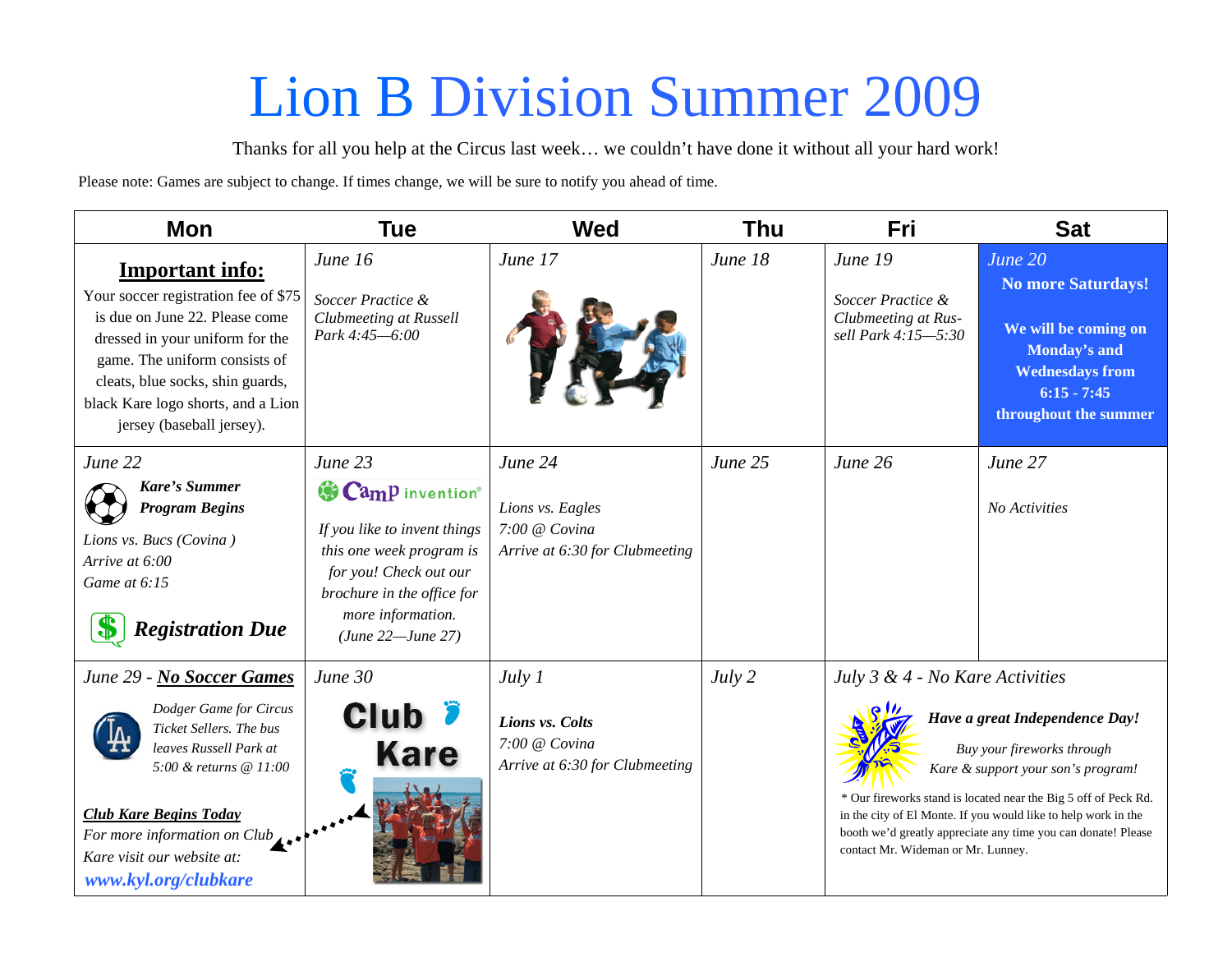# Lion B Division Summer 2009

Thanks for all you help at the Circus last week… we couldn't have done it without all your hard work!

Please note: Games are subject to change. If times change, we will be sure to notify you ahead of time.

| Mon | Tue | Wed | Thu | Fri | Sat |
|---|---|---|---|---|---|
| **Important info:** Your soccer registration fee of $75 is due on June 22. Please come dressed in your uniform for the game. The uniform consists of cleats, blue socks, shin guards, black Kare logo shorts, and a Lion jersey (baseball jersey). | *June 16* *Soccer Practice & Clubmeeting at Russell Park 4:45—6:00* | *June 17* | *June 18* | *June 19* *Soccer Practice & Clubmeeting at Russell Park 4:15—5:30* | *June 20* **No more Saturdays!** **We will be coming on Monday's and Wednesdays from 6:15 - 7:45 throughout the summer** |
| *June 22* ***Kare's Summer Program Begins*** *Lions vs. Bucs (Covina )* *Arrive at 6:00* *Game at 6:15* ***Registration Due*** | *June 23* Camp invention *If you like to invent things this one week program is for you! Check out our brochure in the office for more information. (June 22—June 27)* | *June 24* *Lions vs. Eagles* *7:00 @ Covina* *Arrive at 6:30 for Clubmeeting* | *June 25* | *June 26* | *June 27* *No Activities* |
| *June 29 - **No Soccer Games*** *Dodger Game for Circus Ticket Sellers. The bus leaves Russell Park at 5:00 & returns @ 11:00* ***Club Kare Begins Today*** *For more information on Club Kare visit our website at:* ***www.kyl.org/clubkare*** | *June 30* **Club Kare** | *July 1* ***Lions vs. Colts*** *7:00 @ Covina* *Arrive at 6:30 for Clubmeeting* | *July 2* | *July 3 & 4 - No Kare Activities* ***Have a great Independence Day!*** *Buy your fireworks through Kare & support your son's program!* * Our fireworks stand is located near the Big 5 off of Peck Rd. in the city of El Monte. If you would like to help work in the booth we'd greatly appreciate any time you can donate! Please contact Mr. Wideman or Mr. Lunney. | |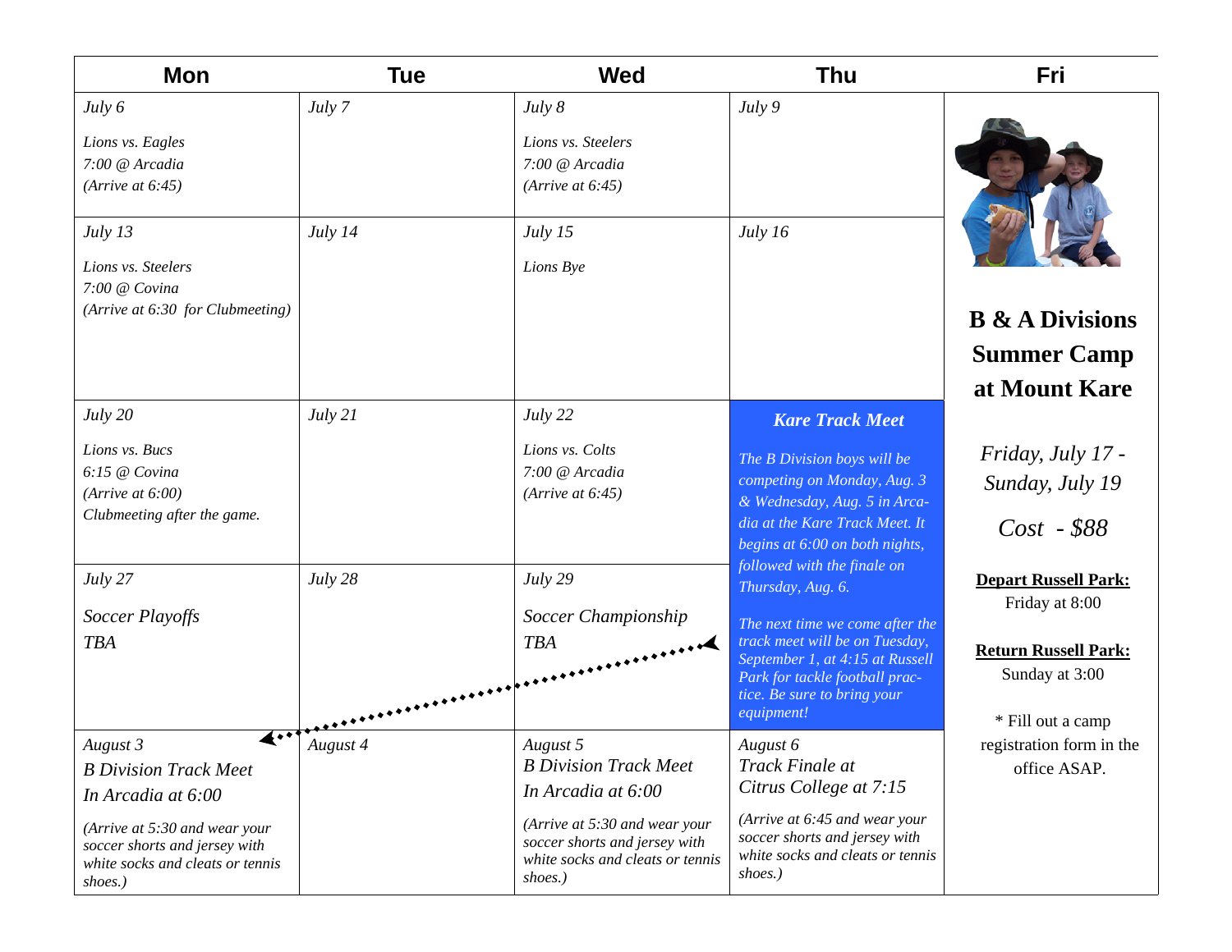| Mon | Tue | Wed | Thu | Fri |
|---|---|---|---|---|
| *July 6*<br>*Lions vs. Eagles*<br>*7:00 @ Arcadia*<br>*(Arrive at 6:45)* | *July 7* | *July 8*<br>*Lions vs. Steelers*<br>*7:00 @ Arcadia*<br>*(Arrive at 6:45)* | *July 9* | **B & A Divisions Summer Camp at Mount Kare**<br>*Friday, July 17 - Sunday, July 19*<br>*Cost - $88*<br>**Depart Russell Park:**<br>Friday at 8:00<br>**Return Russell Park:**<br>Sunday at 3:00<br>* Fill out a camp registration form in the office ASAP. |
| *July 13*<br>*Lions vs. Steelers*<br>*7:00 @ Covina*<br>*(Arrive at 6:30 for Clubmeeting)* | *July 14* | *July 15*<br>*Lions Bye* | *July 16* | |
| *July 20*<br>*Lions vs. Bucs*<br>*6:15 @ Covina*<br>*(Arrive at 6:00)*<br>*Clubmeeting after the game.* | *July 21* | *July 22*<br>*Lions vs. Colts*<br>*7:00 @ Arcadia*<br>*(Arrive at 6:45)* | ***Kare Track Meet***<br>*The B Division boys will be competing on Monday, Aug. 3 & Wednesday, Aug. 5 in Arcadia at the Kare Track Meet. It begins at 6:00 on both nights, followed with the finale on Thursday, Aug. 6.*<br>*The next time we come after the track meet will be on Tuesday, September 1, at 4:15 at Russell Park for tackle football practice. Be sure to bring your equipment!* | |
| *July 27*<br>*Soccer Playoffs*<br>*TBA* | *July 28* | *July 29*<br>*Soccer Championship*<br>*TBA* | | |
| *August 3*<br>*B Division Track Meet*<br>*In Arcadia at 6:00*<br>*(Arrive at 5:30 and wear your soccer shorts and jersey with white socks and cleats or tennis shoes.)* | *August 4* | *August 5*<br>*B Division Track Meet*<br>*In Arcadia at 6:00*<br>*(Arrive at 5:30 and wear your soccer shorts and jersey with white socks and cleats or tennis shoes.)* | *August 6*<br>*Track Finale at Citrus College at 7:15*<br>*(Arrive at 6:45 and wear your soccer shorts and jersey with white socks and cleats or tennis shoes.)* | |